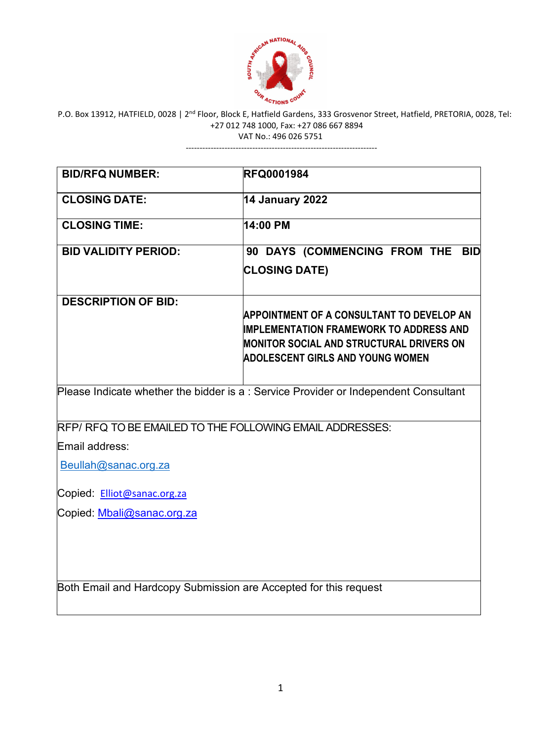P.O. Box 13912, HATFIELD, 0028 | 2nd Floor, Block E, Hatfield Gardens, 333 Grosvenor Street, Hatfield, PRETORIA, 0028, Tel: +27 012 748 1000, Fax: +27 086 667 8894
VAT No.: 496 026 5751

---

| **BID/RFQ NUMBER:** | **RFQ0001984** |
|---|---|
| **CLOSING DATE:** | **14 January 2022** |
| **CLOSING TIME:** | **14:00 PM** |
| **BID VALIDITY PERIOD:** | **90 DAYS (COMMENCING FROM THE BID CLOSING DATE)** |
| **DESCRIPTION OF BID:** | **APPOINTMENT OF A CONSULTANT TO DEVELOP AN IMPLEMENTATION FRAMEWORK TO ADDRESS AND MONITOR SOCIAL AND STRUCTURAL DRIVERS ON ADOLESCENT GIRLS AND YOUNG WOMEN** |
| Please Indicate whether the bidder is a : Service Provider or Independent Consultant | |
| RFP/ RFQ TO BE EMAILED TO THE FOLLOWING EMAIL ADDRESSES:<br>Email address:<br>Beullah@sanac.org.za<br>Copied: Elliot@sanac.org.za<br>Copied: Mbali@sanac.org.za | |
| Both Email and Hardcopy Submission are Accepted for this request | |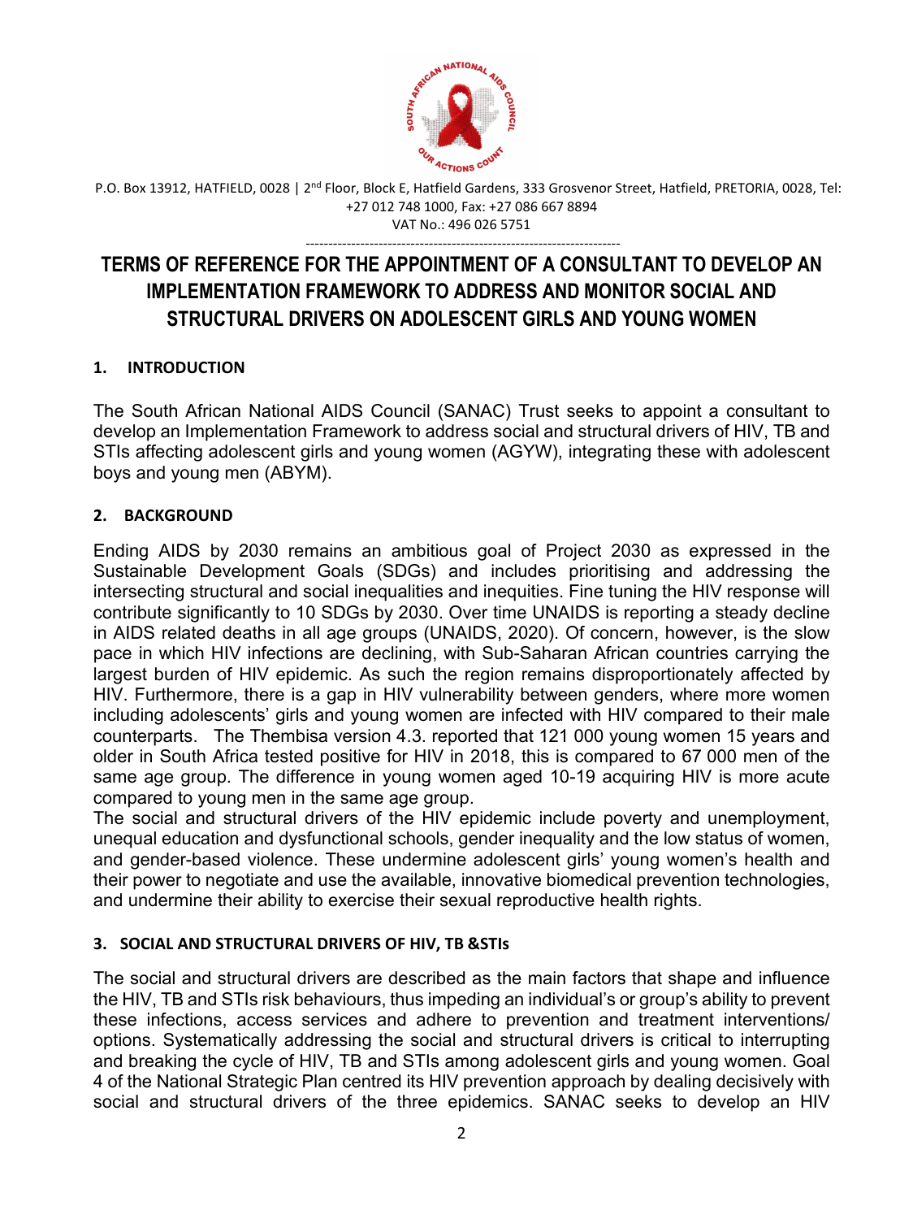P.O. Box 13912, HATFIELD, 0028 | 2nd Floor, Block E, Hatfield Gardens, 333 Grosvenor Street, Hatfield, PRETORIA, 0028, Tel: +27 012 748 1000, Fax: +27 086 667 8894
VAT No.: 496 026 5751

---

# TERMS OF REFERENCE FOR THE APPOINTMENT OF A CONSULTANT TO DEVELOP AN IMPLEMENTATION FRAMEWORK TO ADDRESS AND MONITOR SOCIAL AND STRUCTURAL DRIVERS ON ADOLESCENT GIRLS AND YOUNG WOMEN

## 1. INTRODUCTION

The South African National AIDS Council (SANAC) Trust seeks to appoint a consultant to develop an Implementation Framework to address social and structural drivers of HIV, TB and STIs affecting adolescent girls and young women (AGYW), integrating these with adolescent boys and young men (ABYM).

## 2. BACKGROUND

Ending AIDS by 2030 remains an ambitious goal of Project 2030 as expressed in the Sustainable Development Goals (SDGs) and includes prioritising and addressing the intersecting structural and social inequalities and inequities. Fine tuning the HIV response will contribute significantly to 10 SDGs by 2030. Over time UNAIDS is reporting a steady decline in AIDS related deaths in all age groups (UNAIDS, 2020). Of concern, however, is the slow pace in which HIV infections are declining, with Sub-Saharan African countries carrying the largest burden of HIV epidemic. As such the region remains disproportionately affected by HIV. Furthermore, there is a gap in HIV vulnerability between genders, where more women including adolescents' girls and young women are infected with HIV compared to their male counterparts. The Thembisa version 4.3. reported that 121 000 young women 15 years and older in South Africa tested positive for HIV in 2018, this is compared to 67 000 men of the same age group. The difference in young women aged 10-19 acquiring HIV is more acute compared to young men in the same age group.

The social and structural drivers of the HIV epidemic include poverty and unemployment, unequal education and dysfunctional schools, gender inequality and the low status of women, and gender-based violence. These undermine adolescent girls' young women's health and their power to negotiate and use the available, innovative biomedical prevention technologies, and undermine their ability to exercise their sexual reproductive health rights.

## 3. SOCIAL AND STRUCTURAL DRIVERS OF HIV, TB &STIs

The social and structural drivers are described as the main factors that shape and influence the HIV, TB and STIs risk behaviours, thus impeding an individual's or group's ability to prevent these infections, access services and adhere to prevention and treatment interventions/ options. Systematically addressing the social and structural drivers is critical to interrupting and breaking the cycle of HIV, TB and STIs among adolescent girls and young women. Goal 4 of the National Strategic Plan centred its HIV prevention approach by dealing decisively with social and structural drivers of the three epidemics. SANAC seeks to develop an HIV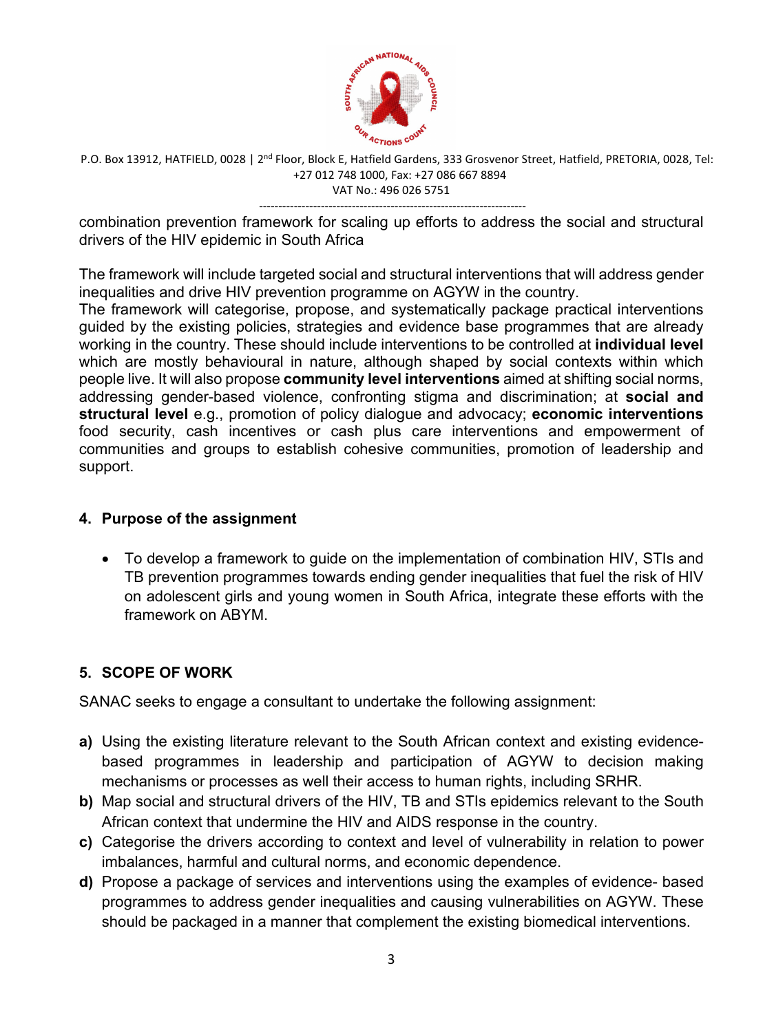combination prevention framework for scaling up efforts to address the social and structural drivers of the HIV epidemic in South Africa

The framework will include targeted social and structural interventions that will address gender inequalities and drive HIV prevention programme on AGYW in the country.
The framework will categorise, propose, and systematically package practical interventions guided by the existing policies, strategies and evidence base programmes that are already working in the country. These should include interventions to be controlled at **individual level** which are mostly behavioural in nature, although shaped by social contexts within which people live. It will also propose **community level interventions** aimed at shifting social norms, addressing gender-based violence, confronting stigma and discrimination; at **social and structural level** e.g., promotion of policy dialogue and advocacy; **economic interventions** food security, cash incentives or cash plus care interventions and empowerment of communities and groups to establish cohesive communities, promotion of leadership and support.

## 4. Purpose of the assignment

- To develop a framework to guide on the implementation of combination HIV, STIs and TB prevention programmes towards ending gender inequalities that fuel the risk of HIV on adolescent girls and young women in South Africa, integrate these efforts with the framework on ABYM.

## 5. SCOPE OF WORK

SANAC seeks to engage a consultant to undertake the following assignment:

**a)** Using the existing literature relevant to the South African context and existing evidence-based programmes in leadership and participation of AGYW to decision making mechanisms or processes as well their access to human rights, including SRHR.

**b)** Map social and structural drivers of the HIV, TB and STIs epidemics relevant to the South African context that undermine the HIV and AIDS response in the country.

**c)** Categorise the drivers according to context and level of vulnerability in relation to power imbalances, harmful and cultural norms, and economic dependence.

**d)** Propose a package of services and interventions using the examples of evidence- based programmes to address gender inequalities and causing vulnerabilities on AGYW. These should be packaged in a manner that complement the existing biomedical interventions.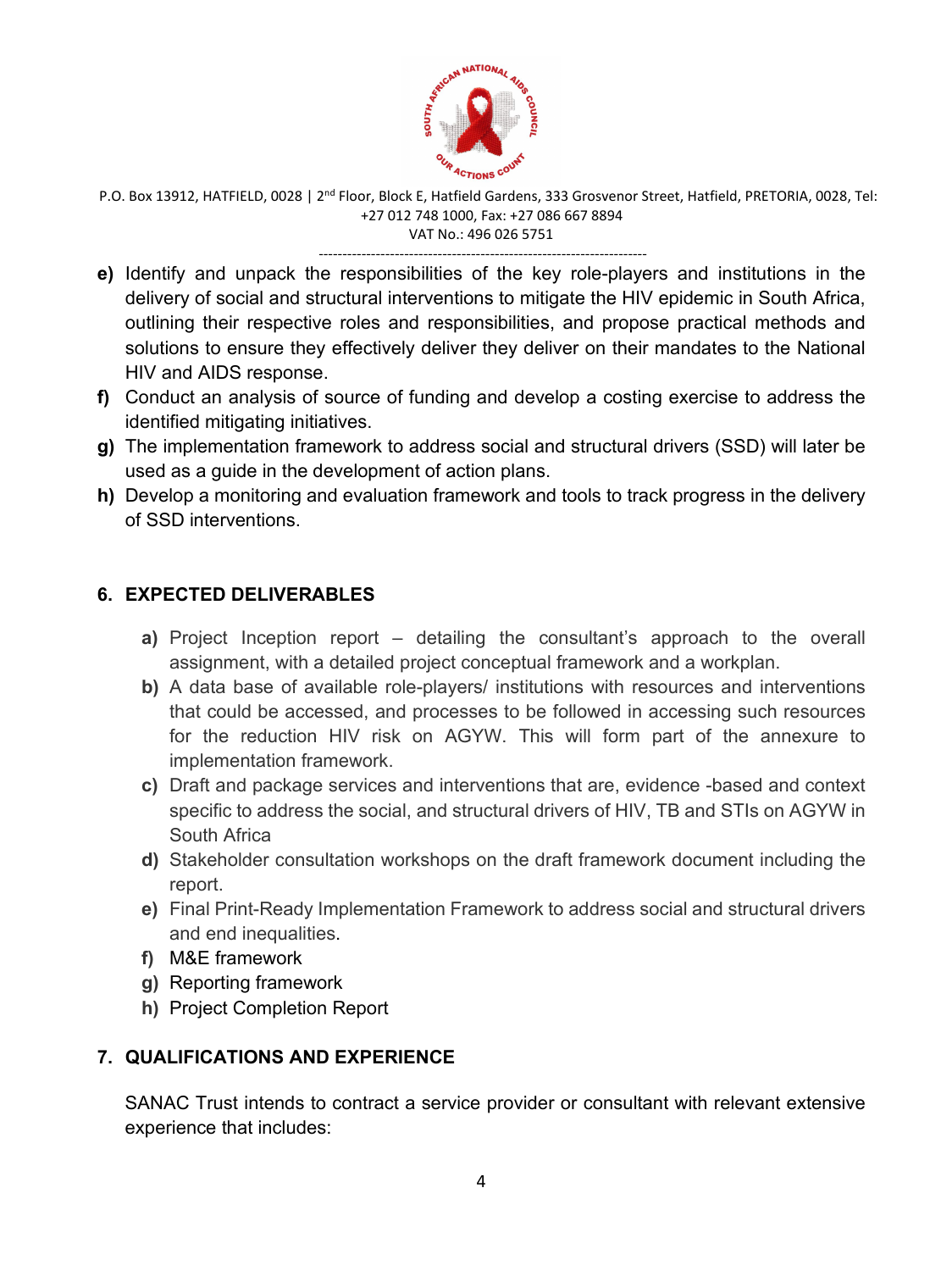e) Identify and unpack the responsibilities of the key role-players and institutions in the delivery of social and structural interventions to mitigate the HIV epidemic in South Africa, outlining their respective roles and responsibilities, and propose practical methods and solutions to ensure they effectively deliver they deliver on their mandates to the National HIV and AIDS response.

f) Conduct an analysis of source of funding and develop a costing exercise to address the identified mitigating initiatives.

g) The implementation framework to address social and structural drivers (SSD) will later be used as a guide in the development of action plans.

h) Develop a monitoring and evaluation framework and tools to track progress in the delivery of SSD interventions.

## 6. EXPECTED DELIVERABLES

a) Project Inception report – detailing the consultant's approach to the overall assignment, with a detailed project conceptual framework and a workplan.

b) A data base of available role-players/ institutions with resources and interventions that could be accessed, and processes to be followed in accessing such resources for the reduction HIV risk on AGYW. This will form part of the annexure to implementation framework.

c) Draft and package services and interventions that are, evidence -based and context specific to address the social, and structural drivers of HIV, TB and STIs on AGYW in South Africa

d) Stakeholder consultation workshops on the draft framework document including the report.

e) Final Print-Ready Implementation Framework to address social and structural drivers and end inequalities.

f) M&E framework

g) Reporting framework

h) Project Completion Report

## 7. QUALIFICATIONS AND EXPERIENCE

SANAC Trust intends to contract a service provider or consultant with relevant extensive experience that includes: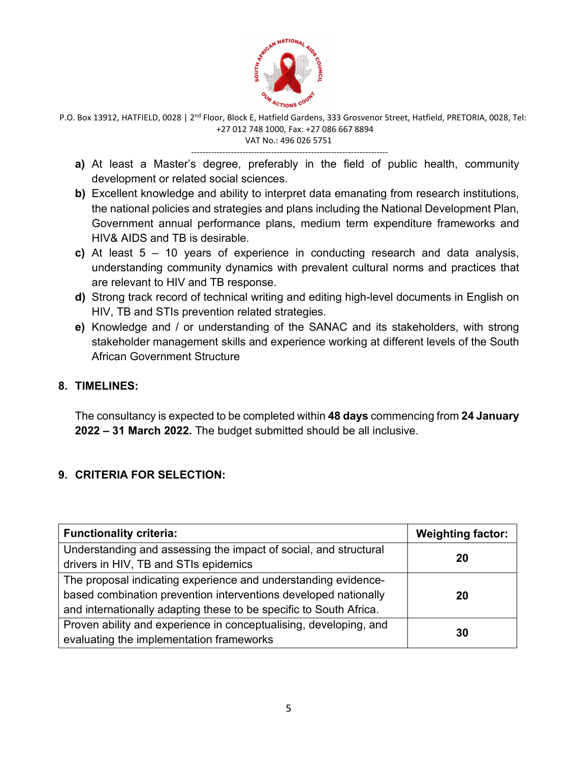a) At least a Master's degree, preferably in the field of public health, community development or related social sciences.
b) Excellent knowledge and ability to interpret data emanating from research institutions, the national policies and strategies and plans including the National Development Plan, Government annual performance plans, medium term expenditure frameworks and HIV& AIDS and TB is desirable.
c) At least 5 – 10 years of experience in conducting research and data analysis, understanding community dynamics with prevalent cultural norms and practices that are relevant to HIV and TB response.
d) Strong track record of technical writing and editing high-level documents in English on HIV, TB and STIs prevention related strategies.
e) Knowledge and / or understanding of the SANAC and its stakeholders, with strong stakeholder management skills and experience working at different levels of the South African Government Structure

## 8. TIMELINES:

The consultancy is expected to be completed within **48 days** commencing from **24 January 2022 – 31 March 2022.** The budget submitted should be all inclusive.

## 9. CRITERIA FOR SELECTION:

| **Functionality criteria:** | **Weighting factor:** |
|---|---|
| Understanding and assessing the impact of social, and structural drivers in HIV, TB and STIs epidemics | **20** |
| The proposal indicating experience and understanding evidence-based combination prevention interventions developed nationally and internationally adapting these to be specific to South Africa. | **20** |
| Proven ability and experience in conceptualising, developing, and evaluating the implementation frameworks | **30** |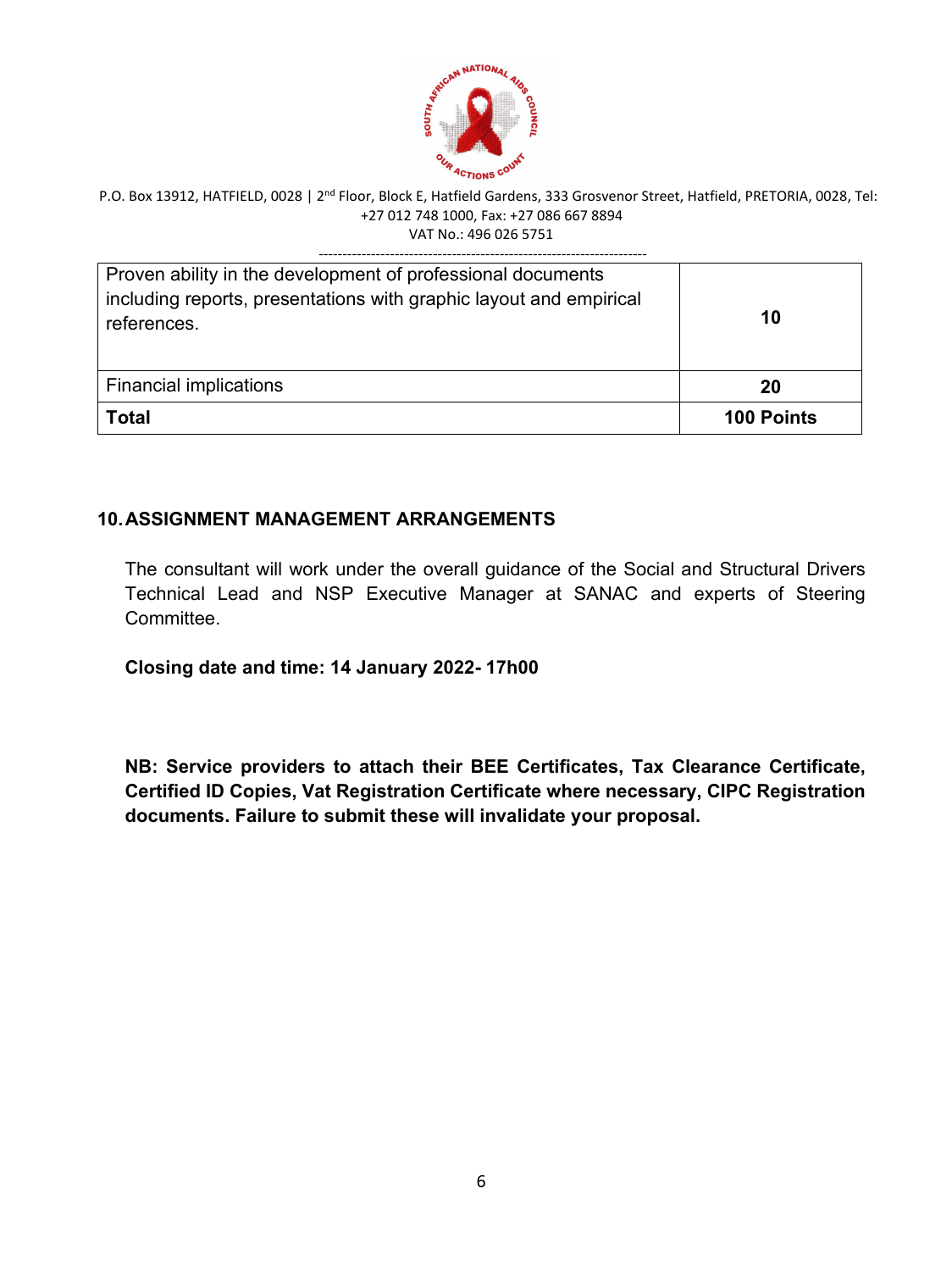| | |
|---|---|
| Proven ability in the development of professional documents including reports, presentations with graphic layout and empirical references. | **10** |
| Financial implications | **20** |
| **Total** | **100 Points** |

## 10. ASSIGNMENT MANAGEMENT ARRANGEMENTS

The consultant will work under the overall guidance of the Social and Structural Drivers Technical Lead and NSP Executive Manager at SANAC and experts of Steering Committee.

**Closing date and time: 14 January 2022- 17h00**

**NB: Service providers to attach their BEE Certificates, Tax Clearance Certificate, Certified ID Copies, Vat Registration Certificate where necessary, CIPC Registration documents. Failure to submit these will invalidate your proposal.**